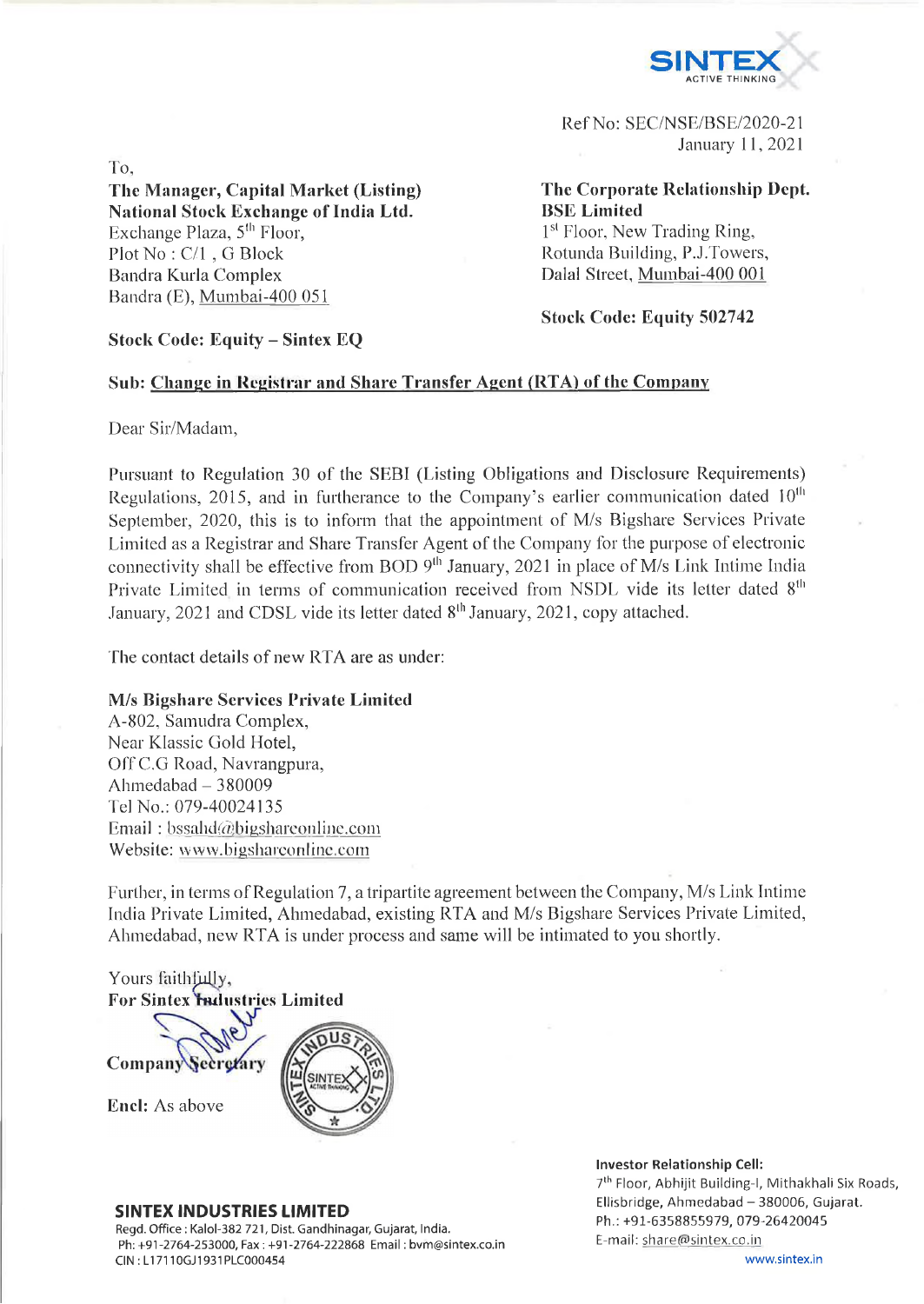SINTEX
ACTIVE THINKING

Ref No: SEC/NSE/BSE/2020-21
January 11, 2021

To,

**The Manager, Capital Market (Listing)**
**National Stock Exchange of India Ltd.**
Exchange Plaza, 5th Floor,
Plot No : C/1 , G Block
Bandra Kurla Complex
Bandra (E), Mumbai-400 051

**Stock Code: Equity – Sintex EQ**

**The Corporate Relationship Dept.**
**BSE Limited**
1st Floor, New Trading Ring,
Rotunda Building, P.J.Towers,
Dalal Street, Mumbai-400 001

**Stock Code: Equity 502742**

**Sub: Change in Registrar and Share Transfer Agent (RTA) of the Company**

Dear Sir/Madam,

Pursuant to Regulation 30 of the SEBI (Listing Obligations and Disclosure Requirements) Regulations, 2015, and in furtherance to the Company's earlier communication dated 10th September, 2020, this is to inform that the appointment of M/s Bigshare Services Private Limited as a Registrar and Share Transfer Agent of the Company for the purpose of electronic connectivity shall be effective from BOD 9th January, 2021 in place of M/s Link Intime India Private Limited in terms of communication received from NSDL vide its letter dated 8th January, 2021 and CDSL vide its letter dated 8th January, 2021, copy attached.

The contact details of new RTA are as under:

**M/s Bigshare Services Private Limited**
A-802, Samudra Complex,
Near Klassic Gold Hotel,
Off C.G Road, Navrangpura,
Ahmedabad – 380009
Tel No.: 079-40024135
Email : bssahd@bigshareonline.com
Website: www.bigshareonline.com

Further, in terms of Regulation 7, a tripartite agreement between the Company, M/s Link Intime India Private Limited, Ahmedabad, existing RTA and M/s Bigshare Services Private Limited, Ahmedabad, new RTA is under process and same will be intimated to you shortly.

Yours faithfully,
**For Sintex Industries Limited**

**Company Secretary**

**Encl:** As above

**SINTEX INDUSTRIES LIMITED**
Regd. Office : Kalol-382 721, Dist. Gandhinagar, Gujarat, India.
Ph: +91-2764-253000, Fax : +91-2764-222868 Email : bvm@sintex.co.in
CIN : L17110GJ1931PLC000454

**Investor Relationship Cell:**
7th Floor, Abhijit Building-I, Mithakhali Six Roads, Ellisbridge, Ahmedabad – 380006, Gujarat.
Ph.: +91-6358855979, 079-26420045
E-mail: share@sintex.co.in
www.sintex.in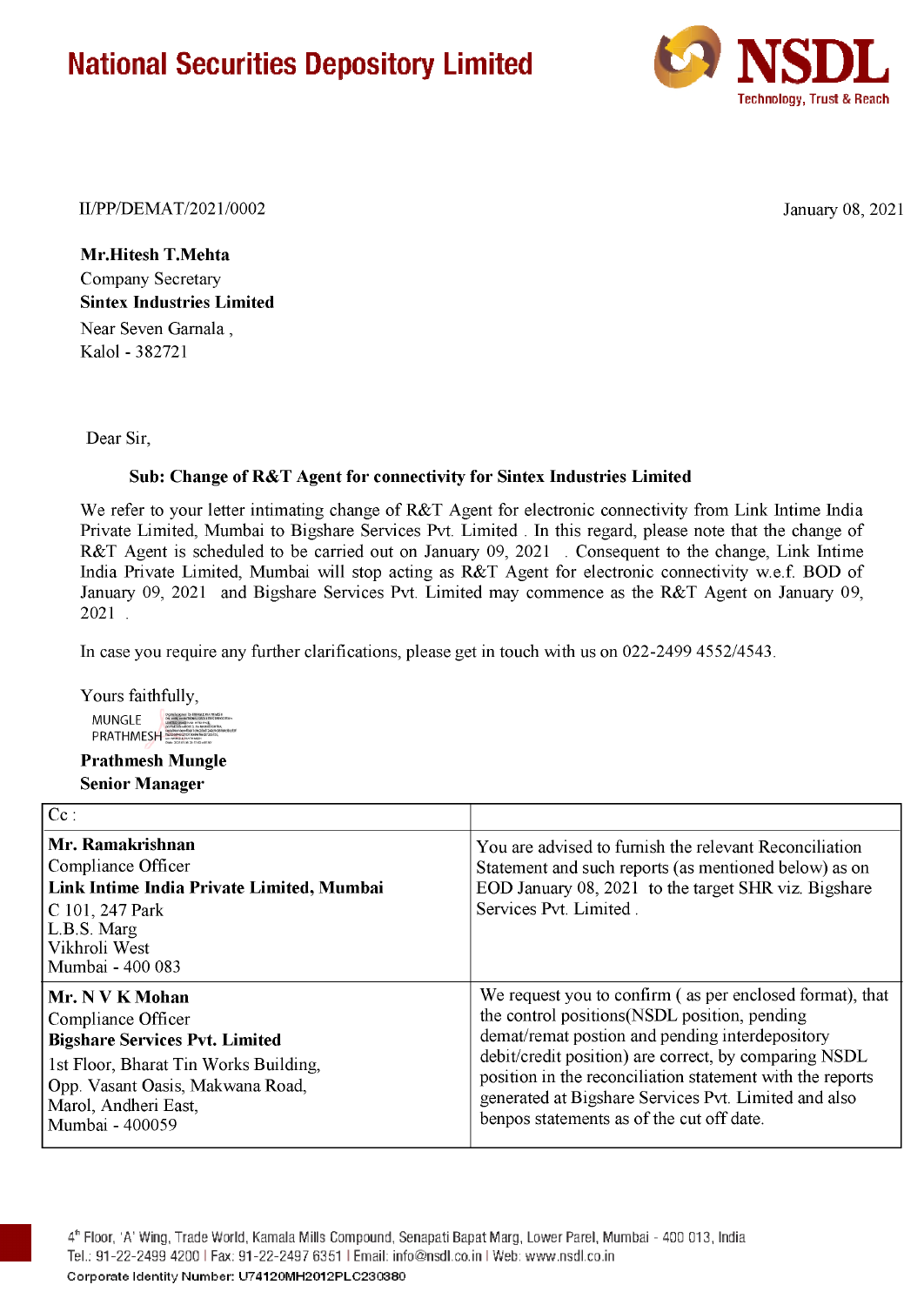# National Securities Depository Limited

II/PP/DEMAT/2021/0002 January 08, 2021

**Mr.Hitesh T.Mehta**
Company Secretary
**Sintex Industries Limited**
Near Seven Garnala ,
Kalol - 382721

Dear Sir,

**Sub: Change of R&T Agent for connectivity for Sintex Industries Limited**

We refer to your letter intimating change of R&T Agent for electronic connectivity from Link Intime India Private Limited, Mumbai to Bigshare Services Pvt. Limited . In this regard, please note that the change of R&T Agent is scheduled to be carried out on January 09, 2021 . Consequent to the change, Link Intime India Private Limited, Mumbai will stop acting as R&T Agent for electronic connectivity w.e.f. BOD of January 09, 2021 and Bigshare Services Pvt. Limited may commence as the R&T Agent on January 09, 2021 .

In case you require any further clarifications, please get in touch with us on 022-2499 4552/4543.

Yours faithfully,

MUNGLE PRATHMESH

**Prathmesh Mungle**
**Senior Manager**

| Cc : | |
|---|---|
| **Mr. Ramakrishnan**<br>Compliance Officer<br>**Link Intime India Private Limited, Mumbai**<br>C 101, 247 Park<br>L.B.S. Marg<br>Vikhroli West<br>Mumbai - 400 083 | You are advised to furnish the relevant Reconciliation Statement and such reports (as mentioned below) as on EOD January 08, 2021 to the target SHR viz. Bigshare Services Pvt. Limited . |
| **Mr. N V K Mohan**<br>Compliance Officer<br>**Bigshare Services Pvt. Limited**<br>1st Floor, Bharat Tin Works Building,<br>Opp. Vasant Oasis, Makwana Road,<br>Marol, Andheri East,<br>Mumbai - 400059 | We request you to confirm ( as per enclosed format), that the control positions(NSDL position, pending demat/remat postion and pending interdepository debit/credit position) are correct, by comparing NSDL position in the reconciliation statement with the reports generated at Bigshare Services Pvt. Limited and also benpos statements as of the cut off date. |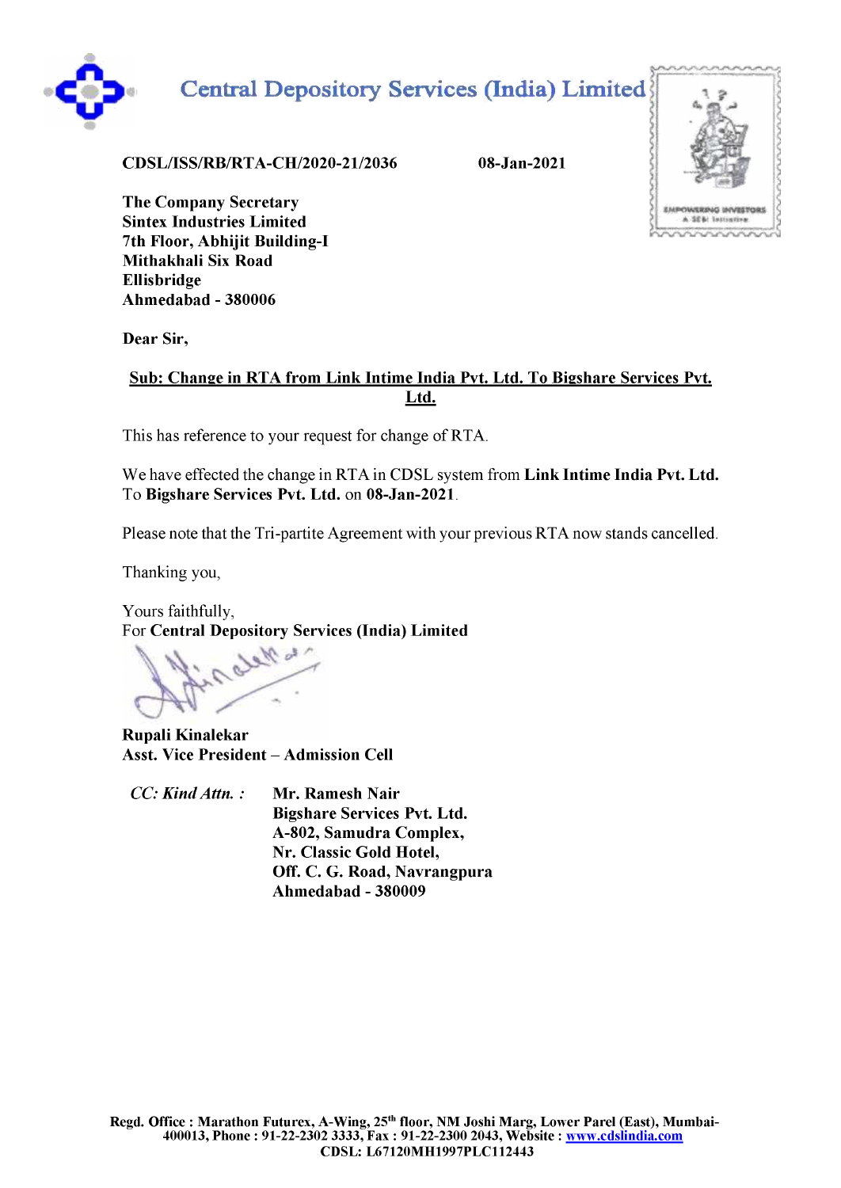# Central Depository Services (India) Limited

**CDSL/ISS/RB/RTA-CH/2020-21/2036** **08-Jan-2021**

**The Company Secretary**
**Sintex Industries Limited**
**7th Floor, Abhijit Building-I**
**Mithakhali Six Road**
**Ellisbridge**
**Ahmedabad - 380006**

**Dear Sir,**

**Sub: Change in RTA from Link Intime India Pvt. Ltd. To Bigshare Services Pvt. Ltd.**

This has reference to your request for change of RTA.

We have effected the change in RTA in CDSL system from **Link Intime India Pvt. Ltd.** To **Bigshare Services Pvt. Ltd.** on **08-Jan-2021**.

Please note that the Tri-partite Agreement with your previous RTA now stands cancelled.

Thanking you,

Yours faithfully,
For **Central Depository Services (India) Limited**

**Rupali Kinalekar**
**Asst. Vice President – Admission Cell**

*CC: Kind Attn. :* **Mr. Ramesh Nair**
**Bigshare Services Pvt. Ltd.**
**A-802, Samudra Complex,**
**Nr. Classic Gold Hotel,**
**Off. C. G. Road, Navrangpura**
**Ahmedabad - 380009**

**Regd. Office : Marathon Futurex, A-Wing, 25th floor, NM Joshi Marg, Lower Parel (East), Mumbai-400013, Phone : 91-22-2302 3333, Fax : 91-22-2300 2043, Website : www.cdslindia.com**
**CDSL: L67120MH1997PLC112443**